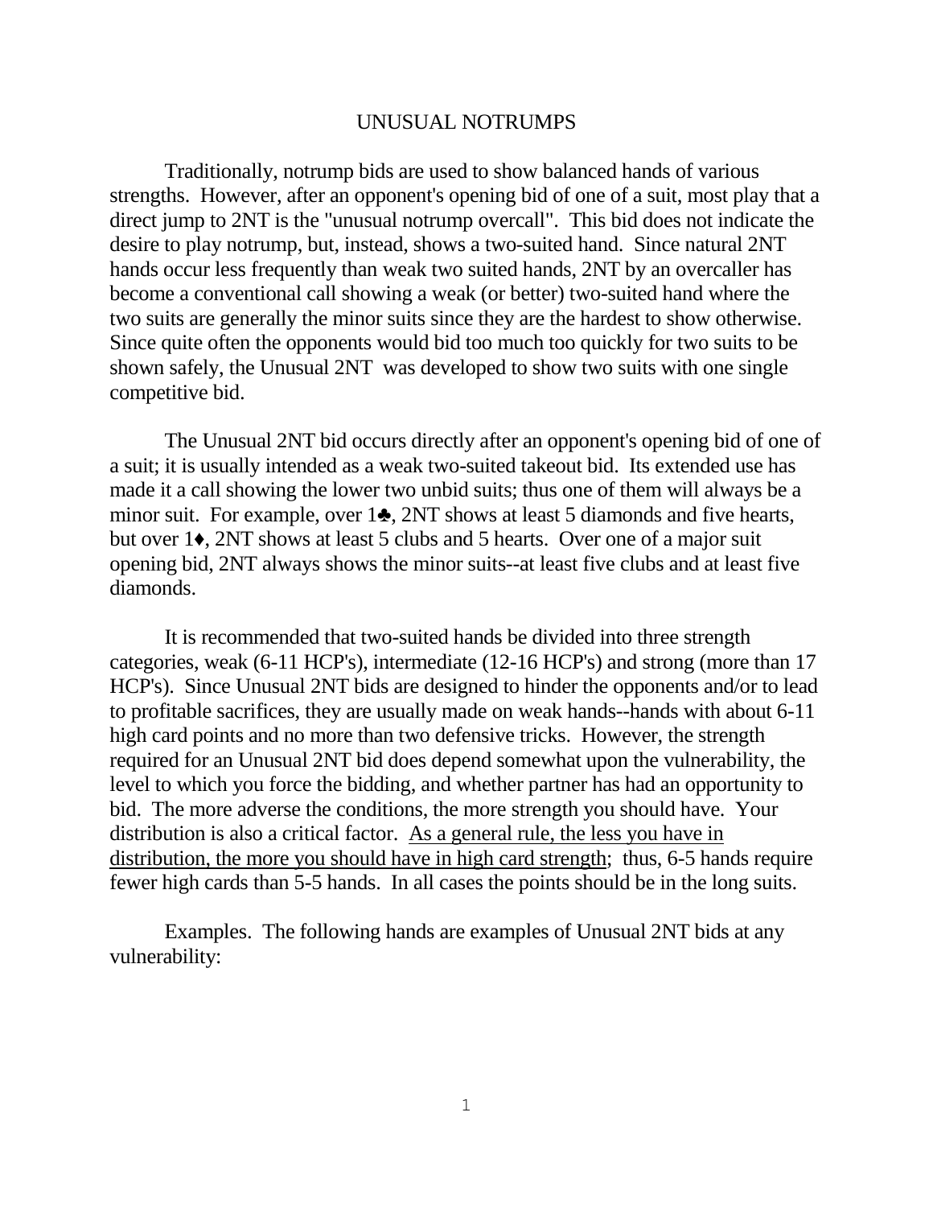# UNUSUAL NOTRUMPS

Traditionally, notrump bids are used to show balanced hands of various strengths. However, after an opponent's opening bid of one of a suit, most play that a direct jump to 2NT is the "unusual notrump overcall". This bid does not indicate the desire to play notrump, but, instead, shows a two-suited hand. Since natural 2NT hands occur less frequently than weak two suited hands, 2NT by an overcaller has become a conventional call showing a weak (or better) two-suited hand where the two suits are generally the minor suits since they are the hardest to show otherwise. Since quite often the opponents would bid too much too quickly for two suits to be shown safely, the Unusual 2NT was developed to show two suits with one single competitive bid.

The Unusual 2NT bid occurs directly after an opponent's opening bid of one of a suit; it is usually intended as a weak two-suited takeout bid. Its extended use has made it a call showing the lower two unbid suits; thus one of them will always be a minor suit. For example, over 1♣, 2NT shows at least 5 diamonds and five hearts, but over 1♦, 2NT shows at least 5 clubs and 5 hearts. Over one of a major suit opening bid, 2NT always shows the minor suits--at least five clubs and at least five diamonds.

It is recommended that two-suited hands be divided into three strength categories, weak (6-11 HCP's), intermediate (12-16 HCP's) and strong (more than 17 HCP's). Since Unusual 2NT bids are designed to hinder the opponents and/or to lead to profitable sacrifices, they are usually made on weak hands--hands with about 6-11 high card points and no more than two defensive tricks. However, the strength required for an Unusual 2NT bid does depend somewhat upon the vulnerability, the level to which you force the bidding, and whether partner has had an opportunity to bid. The more adverse the conditions, the more strength you should have. Your distribution is also a critical factor. <u>As a general rule, the less you have in distribution, the more you should have in high card strength</u>; thus, 6-5 hands require fewer high cards than 5-5 hands. In all cases the points should be in the long suits.

Examples. The following hands are examples of Unusual 2NT bids at any vulnerability: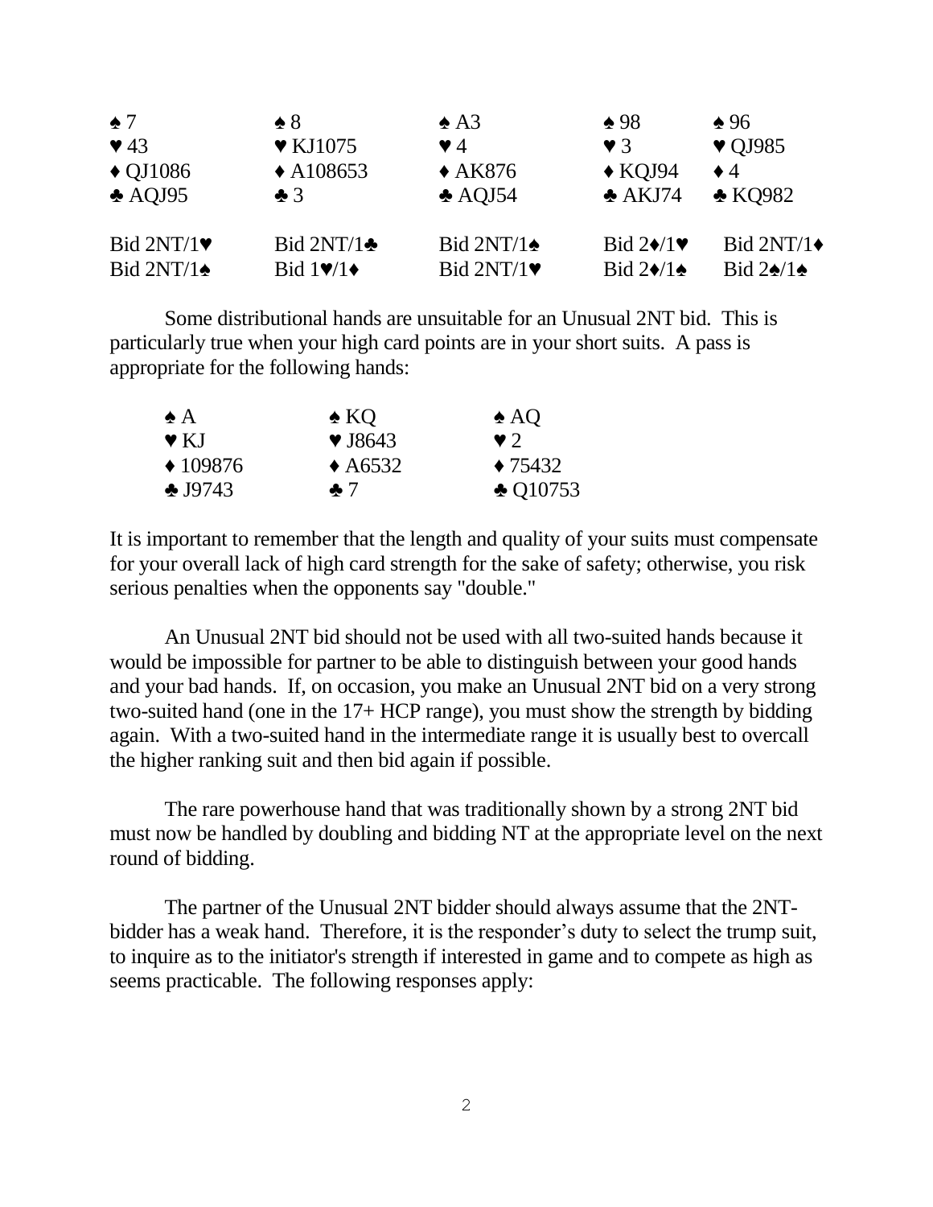| | | | | |
|---|---|---|---|---|
| ♠ 7 | ♠ 8 | ♠ A3 | ♠ 98 | ♠ 96 |
| ♥ 43 | ♥ KJ1075 | ♥ 4 | ♥ 3 | ♥ QJ985 |
| ♦ QJ1086 | ♦ A108653 | ♦ AK876 | ♦ KQJ94 | ♦ 4 |
| ♣ AQJ95 | ♣ 3 | ♣ AQJ54 | ♣ AKJ74 | ♣ KQ982 |
| Bid 2NT/1♥ | Bid 2NT/1♣ | Bid 2NT/1♠ | Bid 2♦/1♥ | Bid 2NT/1♦ |
| Bid 2NT/1♠ | Bid 1♥/1♦ | Bid 2NT/1♥ | Bid 2♦/1♠ | Bid 2♠/1♠ |

Some distributional hands are unsuitable for an Unusual 2NT bid. This is particularly true when your high card points are in your short suits. A pass is appropriate for the following hands:

| | | |
|---|---|---|
| ♠ A | ♠ KQ | ♠ AQ |
| ♥ KJ | ♥ J8643 | ♥ 2 |
| ♦ 109876 | ♦ A6532 | ♦ 75432 |
| ♣ J9743 | ♣ 7 | ♣ Q10753 |

It is important to remember that the length and quality of your suits must compensate for your overall lack of high card strength for the sake of safety; otherwise, you risk serious penalties when the opponents say "double."

An Unusual 2NT bid should not be used with all two-suited hands because it would be impossible for partner to be able to distinguish between your good hands and your bad hands. If, on occasion, you make an Unusual 2NT bid on a very strong two-suited hand (one in the 17+ HCP range), you must show the strength by bidding again. With a two-suited hand in the intermediate range it is usually best to overcall the higher ranking suit and then bid again if possible.

The rare powerhouse hand that was traditionally shown by a strong 2NT bid must now be handled by doubling and bidding NT at the appropriate level on the next round of bidding.

The partner of the Unusual 2NT bidder should always assume that the 2NT-bidder has a weak hand. Therefore, it is the responder's duty to select the trump suit, to inquire as to the initiator's strength if interested in game and to compete as high as seems practicable. The following responses apply: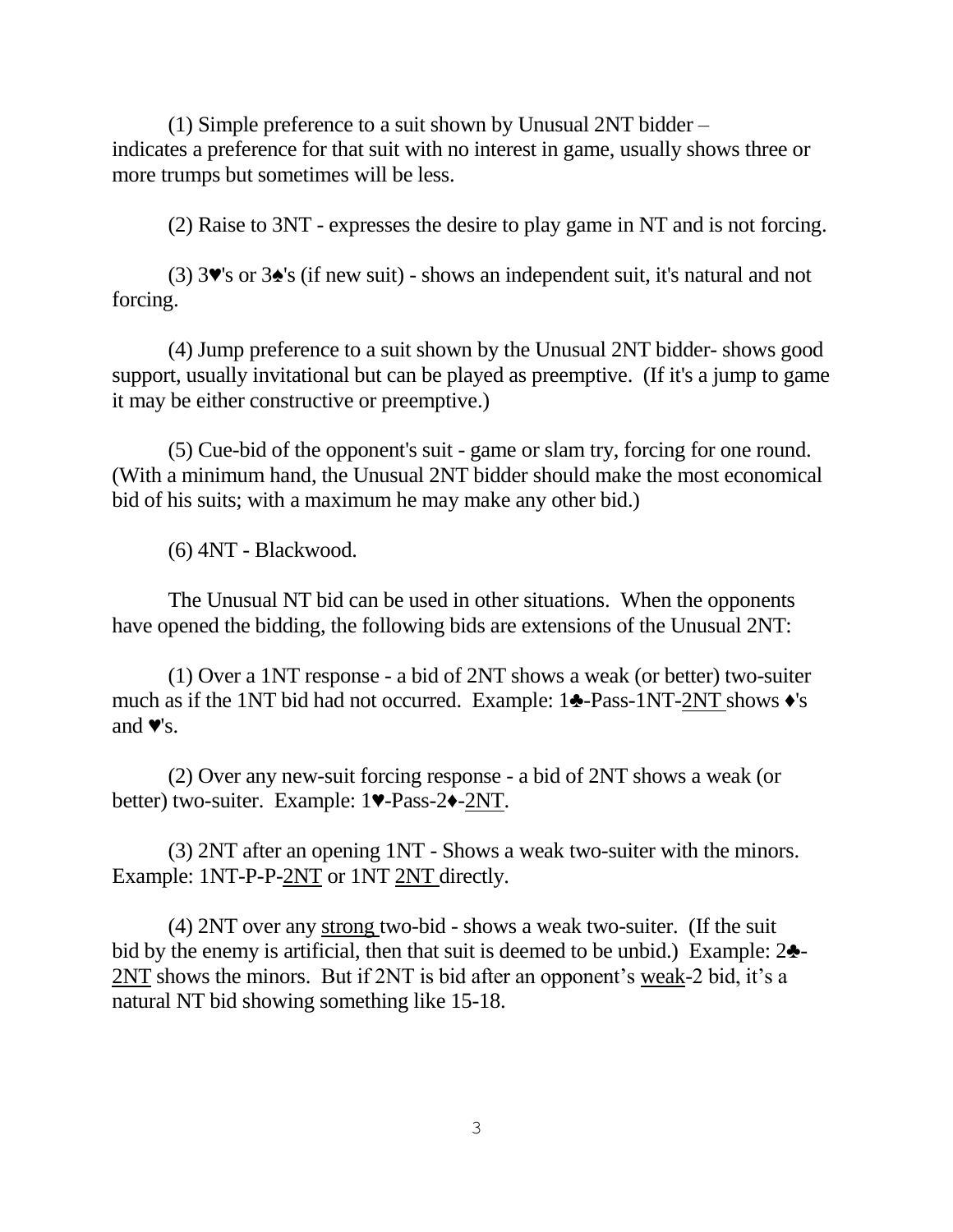(1) Simple preference to a suit shown by Unusual 2NT bidder – indicates a preference for that suit with no interest in game, usually shows three or more trumps but sometimes will be less.

(2) Raise to 3NT - expresses the desire to play game in NT and is not forcing.

(3) 3♥'s or 3♠'s (if new suit) - shows an independent suit, it's natural and not forcing.

(4) Jump preference to a suit shown by the Unusual 2NT bidder- shows good support, usually invitational but can be played as preemptive. (If it's a jump to game it may be either constructive or preemptive.)

(5) Cue-bid of the opponent's suit - game or slam try, forcing for one round. (With a minimum hand, the Unusual 2NT bidder should make the most economical bid of his suits; with a maximum he may make any other bid.)

(6) 4NT - Blackwood.

The Unusual NT bid can be used in other situations. When the opponents have opened the bidding, the following bids are extensions of the Unusual 2NT:

(1) Over a 1NT response - a bid of 2NT shows a weak (or better) two-suiter much as if the 1NT bid had not occurred. Example: 1♣-Pass-1NT-<u>2NT</u> shows ♦'s and ♥'s.

(2) Over any new-suit forcing response - a bid of 2NT shows a weak (or better) two-suiter. Example: 1♥-Pass-2♦-<u>2NT</u>.

(3) 2NT after an opening 1NT - Shows a weak two-suiter with the minors. Example: 1NT-P-P-<u>2NT</u> or 1NT <u>2NT</u> directly.

(4) 2NT over any <u>strong</u> two-bid - shows a weak two-suiter. (If the suit bid by the enemy is artificial, then that suit is deemed to be unbid.) Example: 2♣-<u>2NT</u> shows the minors. But if 2NT is bid after an opponent's <u>weak</u>-2 bid, it's a natural NT bid showing something like 15-18.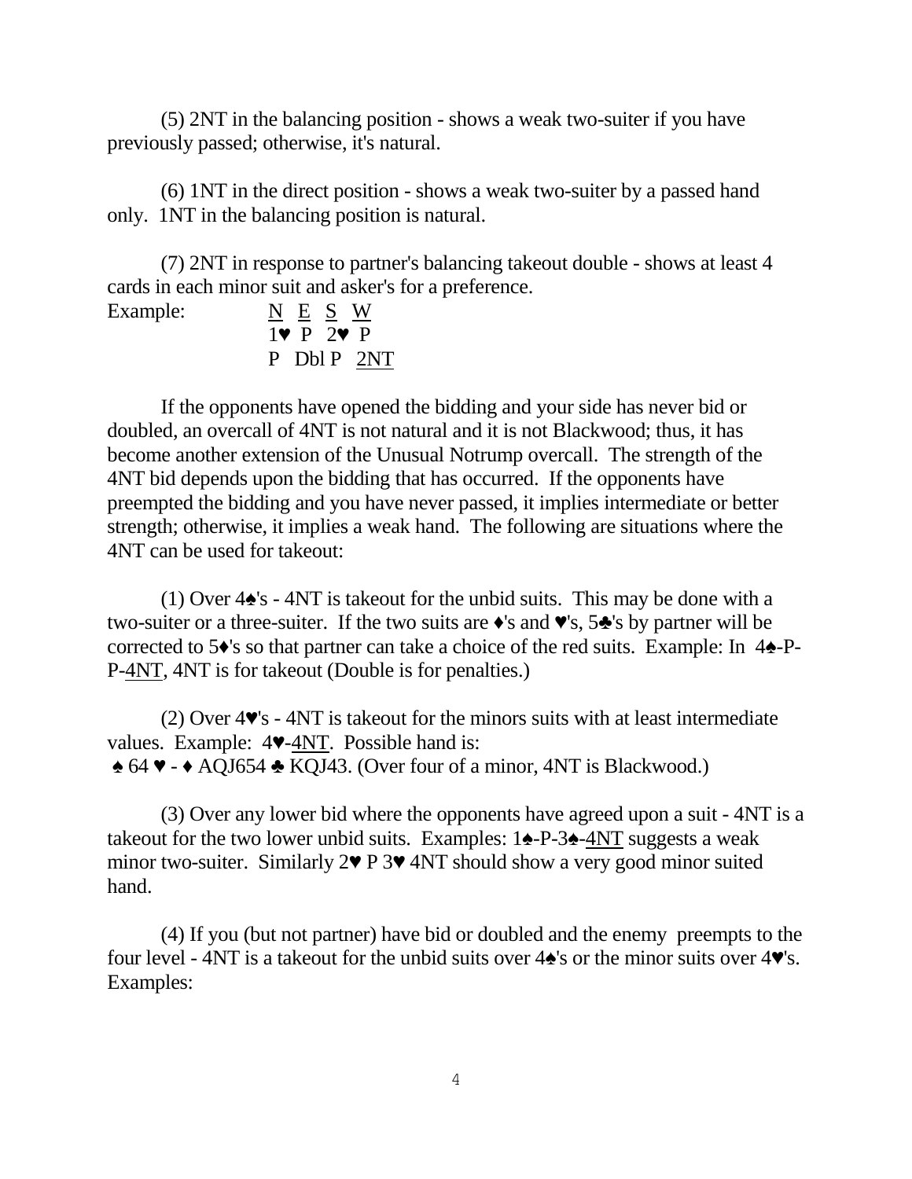(5) 2NT in the balancing position - shows a weak two-suiter if you have previously passed; otherwise, it's natural.

(6) 1NT in the direct position - shows a weak two-suiter by a passed hand only. 1NT in the balancing position is natural.

(7) 2NT in response to partner's balancing takeout double - shows at least 4 cards in each minor suit and asker's for a preference.

Example:

| N | E | S | W |
|---|---|---|---|
| 1♥ | P | 2♥ | P |
| P | Dbl | P | 2NT |

If the opponents have opened the bidding and your side has never bid or doubled, an overcall of 4NT is not natural and it is not Blackwood; thus, it has become another extension of the Unusual Notrump overcall. The strength of the 4NT bid depends upon the bidding that has occurred. If the opponents have preempted the bidding and you have never passed, it implies intermediate or better strength; otherwise, it implies a weak hand. The following are situations where the 4NT can be used for takeout:

(1) Over 4♠'s - 4NT is takeout for the unbid suits. This may be done with a two-suiter or a three-suiter. If the two suits are ♦'s and ♥'s, 5♣'s by partner will be corrected to 5♦'s so that partner can take a choice of the red suits. Example: In 4♠-P-P-4NT, 4NT is for takeout (Double is for penalties.)

(2) Over 4♥'s - 4NT is takeout for the minors suits with at least intermediate values. Example: 4♥-4NT. Possible hand is:
♠ 64 ♥ - ♦ AQJ654 ♣ KQJ43. (Over four of a minor, 4NT is Blackwood.)

(3) Over any lower bid where the opponents have agreed upon a suit - 4NT is a takeout for the two lower unbid suits. Examples: 1♠-P-3♠-4NT suggests a weak minor two-suiter. Similarly 2♥ P 3♥ 4NT should show a very good minor suited hand.

(4) If you (but not partner) have bid or doubled and the enemy preempts to the four level - 4NT is a takeout for the unbid suits over 4♠'s or the minor suits over 4♥'s. Examples: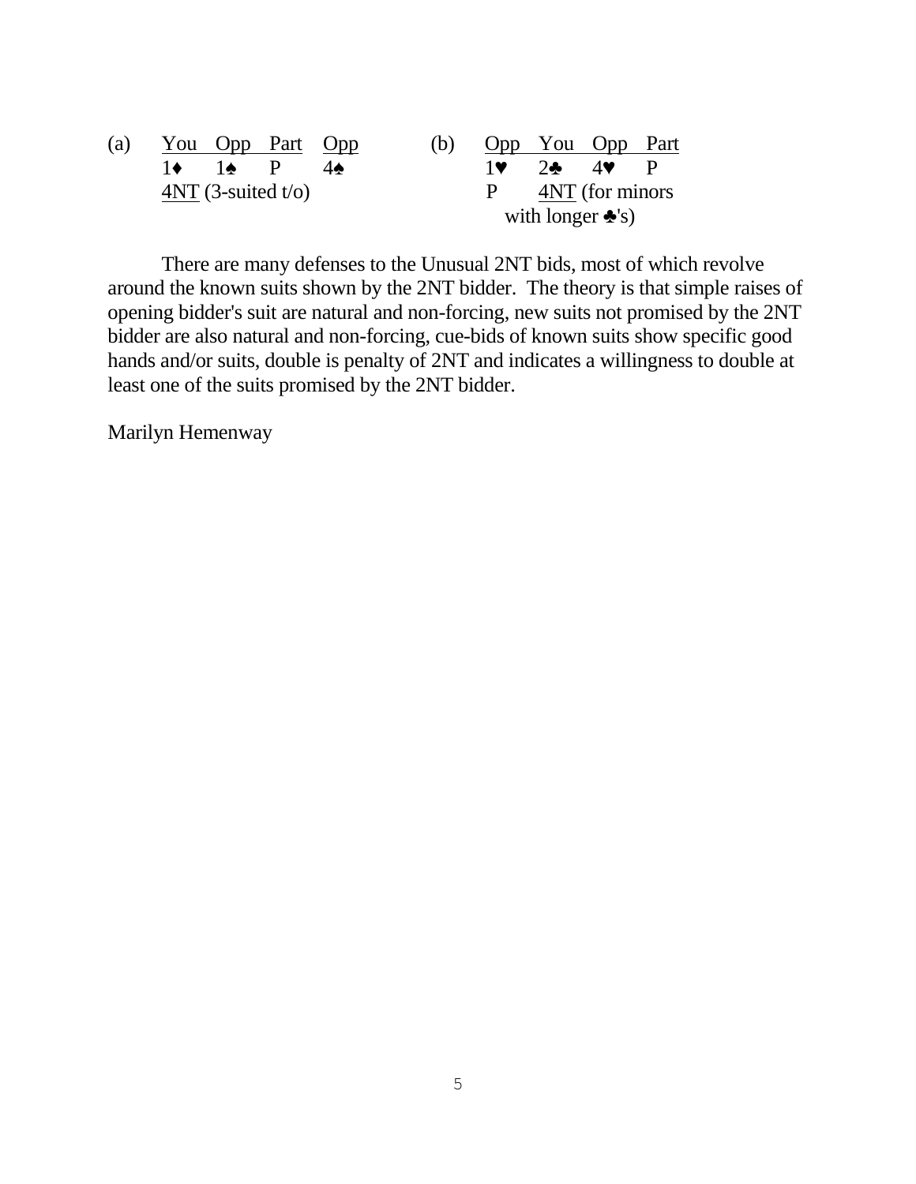(a)

| You | Opp | Part | Opp |
|---|---|---|---|
| 1♦ | 1♠ | P | 4♠ |
| 4NT (3-suited t/o) | | | |

(b)

| Opp | You | Opp | Part |
|---|---|---|---|
| 1♥ | 2♣ | 4♥ | P |
| P | 4NT (for minors with longer ♣'s) | | |

There are many defenses to the Unusual 2NT bids, most of which revolve around the known suits shown by the 2NT bidder. The theory is that simple raises of opening bidder's suit are natural and non-forcing, new suits not promised by the 2NT bidder are also natural and non-forcing, cue-bids of known suits show specific good hands and/or suits, double is penalty of 2NT and indicates a willingness to double at least one of the suits promised by the 2NT bidder.

Marilyn Hemenway